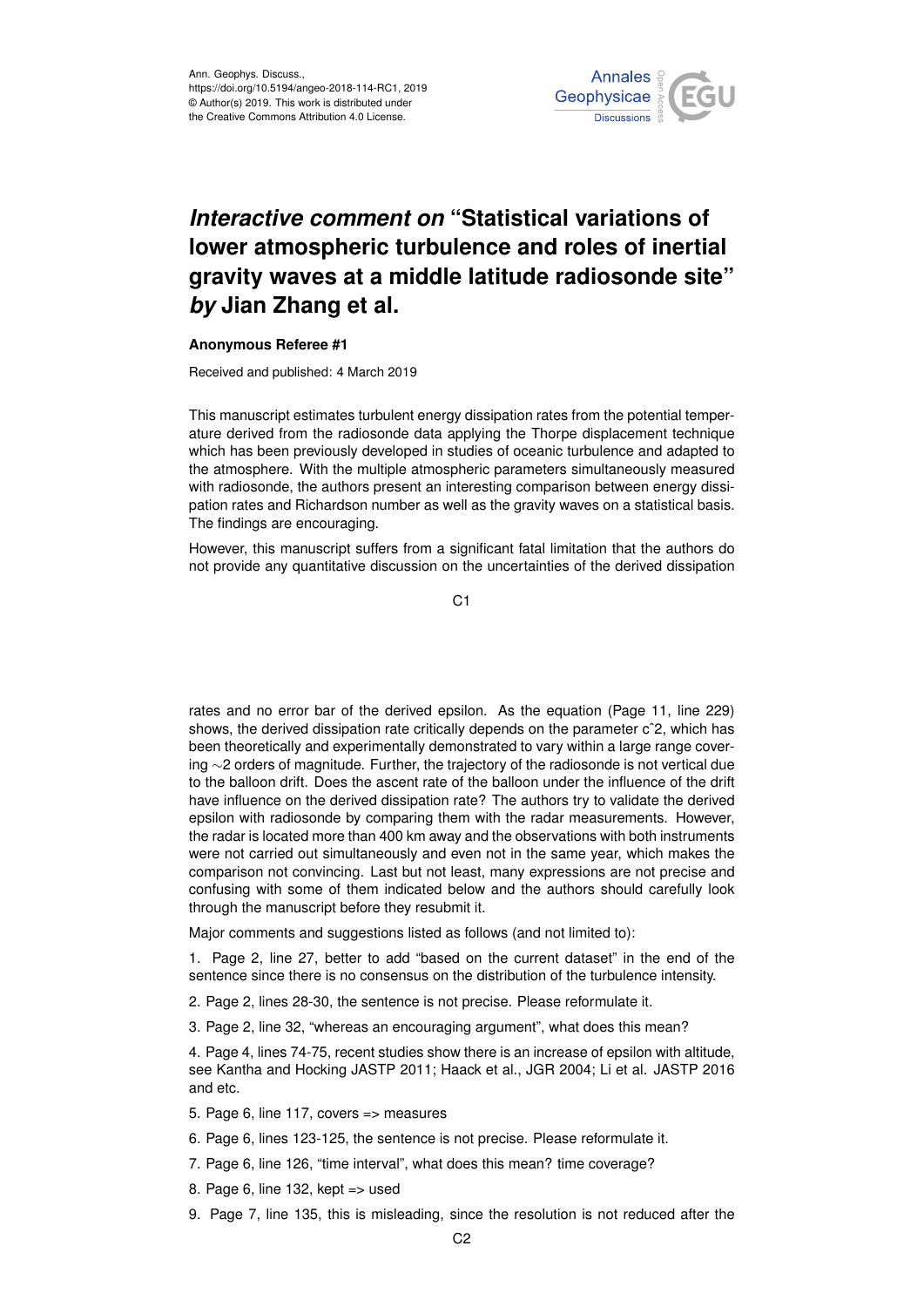# *Interactive comment on* "Statistical variations of lower atmospheric turbulence and roles of inertial gravity waves at a middle latitude radiosonde site" *by* Jian Zhang et al.

**Anonymous Referee #1**

Received and published: 4 March 2019

This manuscript estimates turbulent energy dissipation rates from the potential temperature derived from the radiosonde data applying the Thorpe displacement technique which has been previously developed in studies of oceanic turbulence and adapted to the atmosphere. With the multiple atmospheric parameters simultaneously measured with radiosonde, the authors present an interesting comparison between energy dissipation rates and Richardson number as well as the gravity waves on a statistical basis. The findings are encouraging.

However, this manuscript suffers from a significant fatal limitation that the authors do not provide any quantitative discussion on the uncertainties of the derived dissipation rates and no error bar of the derived epsilon. As the equation (Page 11, line 229) shows, the derived dissipation rate critically depends on the parameter c^2, which has been theoretically and experimentally demonstrated to vary within a large range covering ∼2 orders of magnitude. Further, the trajectory of the radiosonde is not vertical due to the balloon drift. Does the ascent rate of the balloon under the influence of the drift have influence on the derived dissipation rate? The authors try to validate the derived epsilon with radiosonde by comparing them with the radar measurements. However, the radar is located more than 400 km away and the observations with both instruments were not carried out simultaneously and even not in the same year, which makes the comparison not convincing. Last but not least, many expressions are not precise and confusing with some of them indicated below and the authors should carefully look through the manuscript before they resubmit it.

Major comments and suggestions listed as follows (and not limited to):

1. Page 2, line 27, better to add "based on the current dataset" in the end of the sentence since there is no consensus on the distribution of the turbulence intensity.

2. Page 2, lines 28-30, the sentence is not precise. Please reformulate it.

3. Page 2, line 32, "whereas an encouraging argument", what does this mean?

4. Page 4, lines 74-75, recent studies show there is an increase of epsilon with altitude, see Kantha and Hocking JASTP 2011; Haack et al., JGR 2004; Li et al. JASTP 2016 and etc.

5. Page 6, line 117, covers => measures

6. Page 6, lines 123-125, the sentence is not precise. Please reformulate it.

7. Page 6, line 126, "time interval", what does this mean? time coverage?

8. Page 6, line 132, kept => used

9. Page 7, line 135, this is misleading, since the resolution is not reduced after the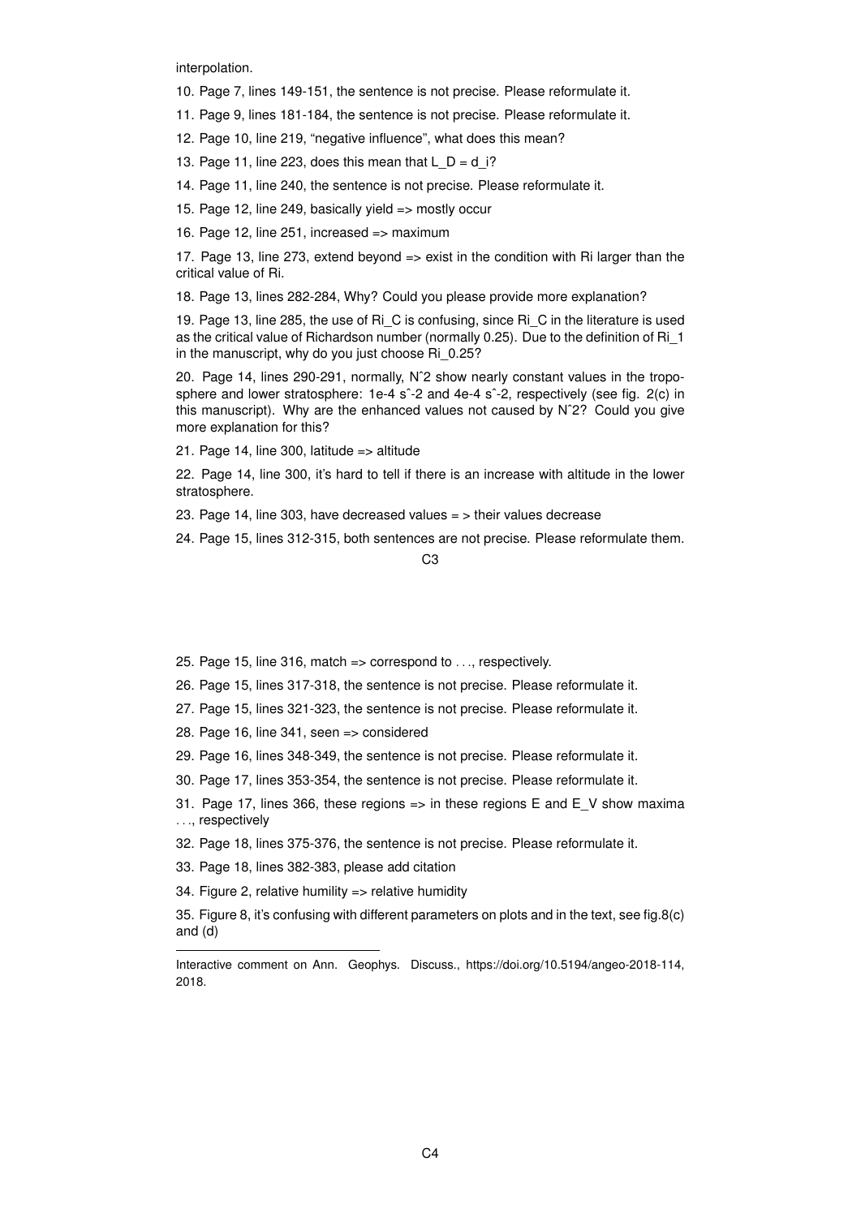interpolation.

10. Page 7, lines 149-151, the sentence is not precise. Please reformulate it.

11. Page 9, lines 181-184, the sentence is not precise. Please reformulate it.

12. Page 10, line 219, "negative influence", what does this mean?

13. Page 11, line 223, does this mean that $L_D = d_i$?

14. Page 11, line 240, the sentence is not precise. Please reformulate it.

15. Page 12, line 249, basically yield => mostly occur

16. Page 12, line 251, increased => maximum

17. Page 13, line 273, extend beyond => exist in the condition with Ri larger than the critical value of Ri.

18. Page 13, lines 282-284, Why? Could you please provide more explanation?

19. Page 13, line 285, the use of $Ri_C$ is confusing, since $Ri_C$ in the literature is used as the critical value of Richardson number (normally 0.25). Due to the definition of $Ri_1$ in the manuscript, why do you just choose $Ri_{0.25}$?

20. Page 14, lines 290-291, normally, $N^2$ show nearly constant values in the troposphere and lower stratosphere: 1e-4 $s^{-2}$ and 4e-4 $s^{-2}$, respectively (see fig. 2(c) in this manuscript). Why are the enhanced values not caused by $N^2$? Could you give more explanation for this?

21. Page 14, line 300, latitude => altitude

22. Page 14, line 300, it's hard to tell if there is an increase with altitude in the lower stratosphere.

23. Page 14, line 303, have decreased values = > their values decrease

24. Page 15, lines 312-315, both sentences are not precise. Please reformulate them.

25. Page 15, line 316, match => correspond to . . ., respectively.

26. Page 15, lines 317-318, the sentence is not precise. Please reformulate it.

27. Page 15, lines 321-323, the sentence is not precise. Please reformulate it.

28. Page 16, line 341, seen => considered

29. Page 16, lines 348-349, the sentence is not precise. Please reformulate it.

30. Page 17, lines 353-354, the sentence is not precise. Please reformulate it.

31. Page 17, lines 366, these regions => in these regions E and $E_V$ show maxima . . ., respectively

32. Page 18, lines 375-376, the sentence is not precise. Please reformulate it.

33. Page 18, lines 382-383, please add citation

34. Figure 2, relative humility => relative humidity

35. Figure 8, it's confusing with different parameters on plots and in the text, see fig.8(c) and (d)

---

Interactive comment on Ann. Geophys. Discuss., https://doi.org/10.5194/angeo-2018-114, 2018.